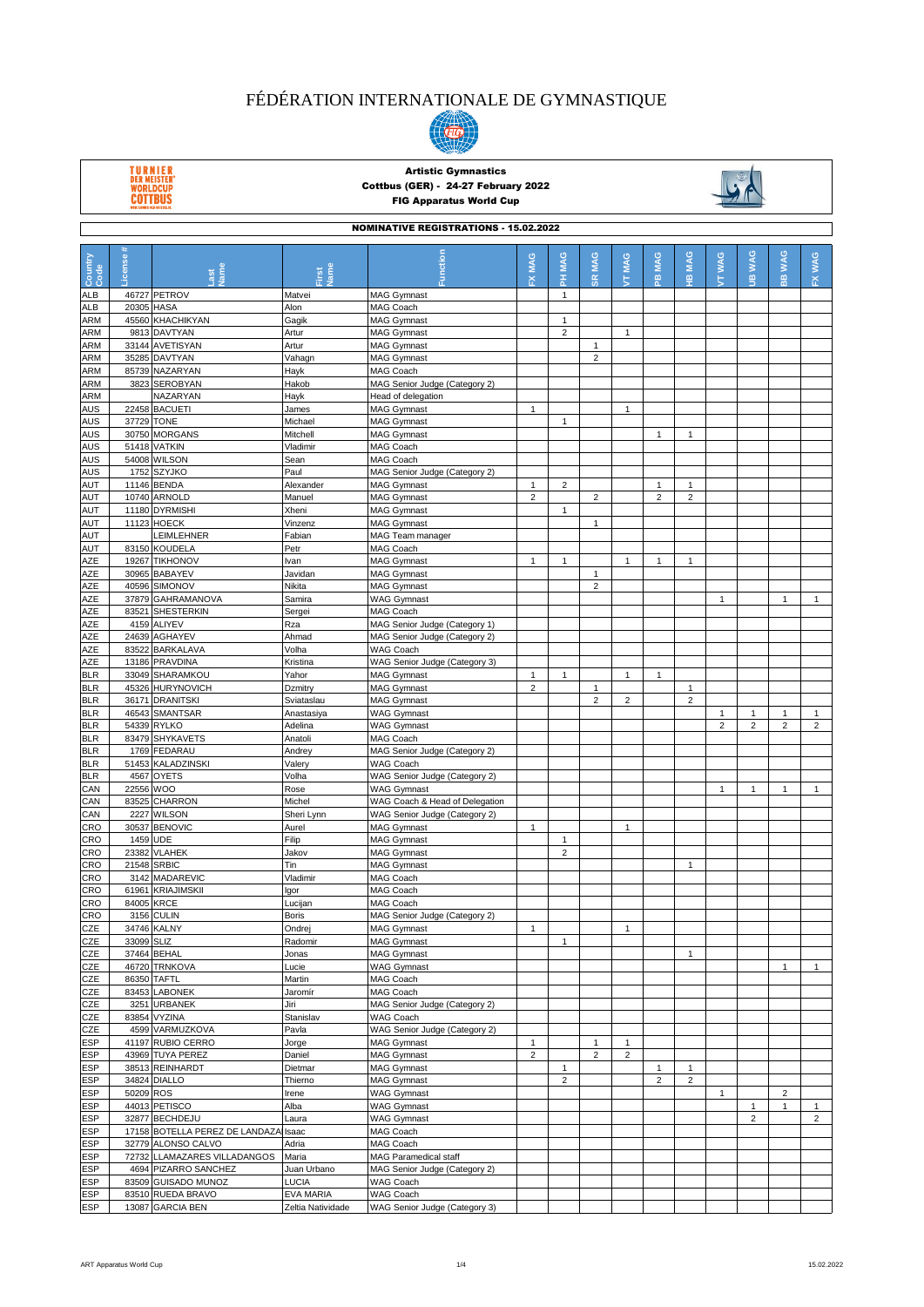# FÉDÉRATION INTERNATIONALE DE GYMNASTIQUE

**Artistic Gymnastics**
**Cottbus (GER) - 24-27 February 2022**
**FIG Apparatus World Cup**

**NOMINATIVE REGISTRATIONS - 15.02.2022**

| Country Code | License # | Last Name | First Name | Function | FX MAG | PH MAG | SR MAG | VT MAG | PB MAG | HB MAG | VT WAG | UB WAG | BB WAG | FX WAG |
|---|---|---|---|---|---|---|---|---|---|---|---|---|---|---|
| ALB | 46727 | PETROV | Matvei | MAG Gymnast | | 1 | | | | | | | | |
| ALB | 20305 | HASA | Alon | MAG Coach | | | | | | | | | | |
| ARM | 45560 | KHACHIKYAN | Gagik | MAG Gymnast | | 1 | | | | | | | | |
| ARM | 9813 | DAVTYAN | Artur | MAG Gymnast | | 2 | | 1 | | | | | | |
| ARM | 33144 | AVETISYAN | Artur | MAG Gymnast | | | 1 | | | | | | | |
| ARM | 35285 | DAVTYAN | Vahagn | MAG Gymnast | | | 2 | | | | | | | |
| ARM | 85739 | NAZARYAN | Hayk | MAG Coach | | | | | | | | | | |
| ARM | 3823 | SEROBYAN | Hakob | MAG Senior Judge (Category 2) | | | | | | | | | | |
| ARM | | NAZARYAN | Hayk | Head of delegation | | | | | | | | | | |
| AUS | 22458 | BACUETI | James | MAG Gymnast | 1 | | | 1 | | | | | | |
| AUS | 37729 | TONE | Michael | MAG Gymnast | | 1 | | | | | | | | |
| AUS | 30750 | MORGANS | Mitchell | MAG Gymnast | | | | | 1 | 1 | | | | |
| AUS | 51418 | VATKIN | Vladimir | MAG Coach | | | | | | | | | | |
| AUS | 54008 | WILSON | Sean | MAG Coach | | | | | | | | | | |
| AUS | 1752 | SZYJKO | Paul | MAG Senior Judge (Category 2) | | | | | | | | | | |
| AUT | 11146 | BENDA | Alexander | MAG Gymnast | 1 | 2 | | | 1 | 1 | | | | |
| AUT | 10740 | ARNOLD | Manuel | MAG Gymnast | 2 | | 2 | | 2 | 2 | | | | |
| AUT | 11180 | DYRMISHI | Xheni | MAG Gymnast | | 1 | | | | | | | | |
| AUT | 11123 | HOECK | Vinzenz | MAG Gymnast | | | 1 | | | | | | | |
| AUT | | LEIMLEHNER | Fabian | MAG Team manager | | | | | | | | | | |
| AUT | 83150 | KOUDELA | Petr | MAG Coach | | | | | | | | | | |
| AZE | 19267 | TIKHONOV | Ivan | MAG Gymnast | 1 | 1 | | 1 | 1 | 1 | | | | |
| AZE | 30965 | BABAYEV | Javidan | MAG Gymnast | | | 1 | | | | | | | |
| AZE | 40596 | SIMONOV | Nikita | MAG Gymnast | | | 2 | | | | | | | |
| AZE | 37879 | GAHRAMANOVA | Samira | WAG Gymnast | | | | | | | 1 | | 1 | 1 |
| AZE | 83521 | SHESTERKIN | Sergei | MAG Coach | | | | | | | | | | |
| AZE | 4159 | ALIYEV | Rza | MAG Senior Judge (Category 1) | | | | | | | | | | |
| AZE | 24639 | AGHAYEV | Ahmad | MAG Senior Judge (Category 2) | | | | | | | | | | |
| AZE | 83522 | BARKALAVA | Volha | WAG Coach | | | | | | | | | | |
| AZE | 13186 | PRAVDINA | Kristina | WAG Senior Judge (Category 3) | | | | | | | | | | |
| BLR | 33049 | SHARAMKOU | Yahor | MAG Gymnast | 1 | 1 | | 1 | 1 | | | | | |
| BLR | 45326 | HURYNOVICH | Dzmitry | MAG Gymnast | 2 | | 1 | | | 1 | | | | |
| BLR | 36171 | DRANITSKI | Sviataslau | MAG Gymnast | | | 2 | 2 | | 2 | | | | |
| BLR | 46543 | SMANTSAR | Anastasiya | WAG Gymnast | | | | | | | 1 | 1 | 1 | 1 |
| BLR | 54339 | RYLKO | Adelina | WAG Gymnast | | | | | | | 2 | 2 | 2 | 2 |
| BLR | 83479 | SHYKAVETS | Anatoli | MAG Coach | | | | | | | | | | |
| BLR | 1769 | FEDARAU | Andrey | MAG Senior Judge (Category 2) | | | | | | | | | | |
| BLR | 51453 | KALADZINSKI | Valery | WAG Coach | | | | | | | | | | |
| BLR | 4567 | OYETS | Volha | WAG Senior Judge (Category 2) | | | | | | | | | | |
| CAN | 22556 | WOO | Rose | WAG Gymnast | | | | | | | 1 | 1 | 1 | 1 |
| CAN | 83525 | CHARRON | Michel | WAG Coach & Head of Delegation | | | | | | | | | | |
| CAN | 2227 | WILSON | Sheri Lynn | WAG Senior Judge (Category 2) | | | | | | | | | | |
| CRO | 30537 | BENOVIC | Aurel | MAG Gymnast | 1 | | | 1 | | | | | | |
| CRO | 1459 | UDE | Filip | MAG Gymnast | | 1 | | | | | | | | |
| CRO | 23382 | VLAHEK | Jakov | MAG Gymnast | | 2 | | | | | | | | |
| CRO | 21548 | SRBIC | Tin | MAG Gymnast | | | | | | 1 | | | | |
| CRO | 3142 | MADAREVIC | Vladimir | MAG Coach | | | | | | | | | | |
| CRO | 61961 | KRIAJIMSKII | Igor | MAG Coach | | | | | | | | | | |
| CRO | 84005 | KRCE | Lucijan | MAG Coach | | | | | | | | | | |
| CRO | 3156 | CULIN | Boris | MAG Senior Judge (Category 2) | | | | | | | | | | |
| CZE | 34746 | KALNY | Ondrej | MAG Gymnast | 1 | | | 1 | | | | | | |
| CZE | 33099 | SLIZ | Radomir | MAG Gymnast | | 1 | | | | | | | | |
| CZE | 37464 | BEHAL | Jonas | MAG Gymnast | | | | | | 1 | | | | |
| CZE | 46720 | TRNKOVA | Lucie | WAG Gymnast | | | | | | | | | 1 | 1 |
| CZE | 86350 | TAFTL | Martin | MAG Coach | | | | | | | | | | |
| CZE | 83453 | LABONEK | Jaromír | MAG Coach | | | | | | | | | | |
| CZE | 3251 | URBANEK | Jiri | MAG Senior Judge (Category 2) | | | | | | | | | | |
| CZE | 83854 | VYZINA | Stanislav | WAG Coach | | | | | | | | | | |
| CZE | 4599 | VARMUZKOVA | Pavla | WAG Senior Judge (Category 2) | | | | | | | | | | |
| ESP | 41197 | RUBIO CERRO | Jorge | MAG Gymnast | 1 | | 1 | 1 | | | | | | |
| ESP | 43969 | TUYA PEREZ | Daniel | MAG Gymnast | 2 | | 2 | 2 | | | | | | |
| ESP | 38513 | REINHARDT | Dietmar | MAG Gymnast | | 1 | | | 1 | 1 | | | | |
| ESP | 34824 | DIALLO | Thierno | MAG Gymnast | | 2 | | | 2 | 2 | | | | |
| ESP | 50209 | ROS | Irene | WAG Gymnast | | | | | | | 1 | | 2 | |
| ESP | 44013 | PETISCO | Alba | WAG Gymnast | | | | | | | | 1 | 1 | 1 |
| ESP | 32877 | BECHDEJU | Laura | WAG Gymnast | | | | | | | | 2 | | 2 |
| ESP | 17158 | BOTELLA PEREZ DE LANDAZA | Isaac | MAG Coach | | | | | | | | | | |
| ESP | 32779 | ALONSO CALVO | Adria | MAG Coach | | | | | | | | | | |
| ESP | 72732 | LLAMAZARES VILLADANGOS | Maria | MAG Paramedical staff | | | | | | | | | | |
| ESP | 4694 | PIZARRO SANCHEZ | Juan Urbano | MAG Senior Judge (Category 2) | | | | | | | | | | |
| ESP | 83509 | GUISADO MUNOZ | LUCIA | WAG Coach | | | | | | | | | | |
| ESP | 83510 | RUEDA BRAVO | EVA MARIA | WAG Coach | | | | | | | | | | |
| ESP | 13087 | GARCIA BEN | Zeltia Natividade | WAG Senior Judge (Category 3) | | | | | | | | | | |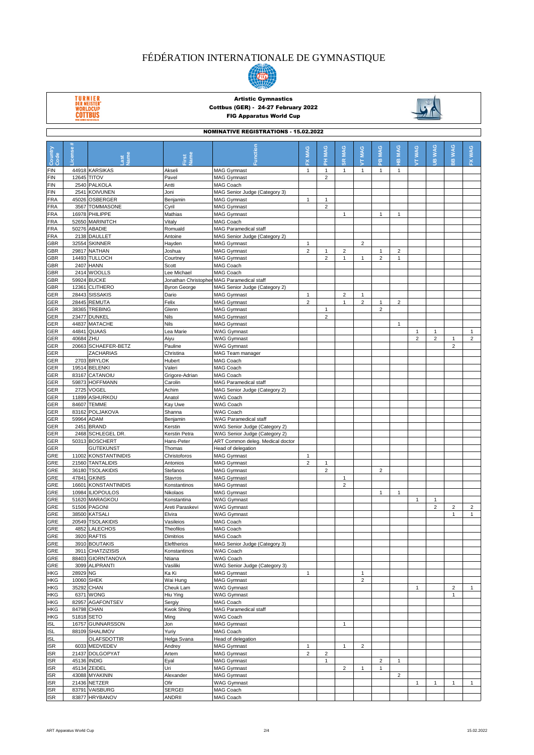# FÉDÉRATION INTERNATIONALE DE GYMNASTIQUE

## Artistic Gymnastics
## Cottbus (GER) - 24-27 February 2022
## FIG Apparatus World Cup

### NOMINATIVE REGISTRATIONS - 15.02.2022

| Country Code | License # | Last Name | First Name | Function | FX MAG | PH MAG | SR MAG | VT MAG | PB MAG | HB MAG | VT WAG | UB WAG | BB WAG | FX WAG |
|---|---|---|---|---|---|---|---|---|---|---|---|---|---|---|
| FIN | 44918 | KARSIKAS | Akseli | MAG Gymnast | 1 | 1 | 1 | 1 | 1 | 1 | | | | |
| FIN | 12645 | TITOV | Pavel | MAG Gymnast | | 2 | | | | | | | | |
| FIN | 2540 | PALKOLA | Antti | MAG Coach | | | | | | | | | | |
| FIN | 2541 | KOIVUNEN | Joni | MAG Senior Judge (Category 3) | | | | | | | | | | |
| FRA | 45026 | OSBERGER | Benjamin | MAG Gymnast | 1 | 1 | | | | | | | | |
| FRA | 3567 | TOMMASONE | Cyril | MAG Gymnast | | 2 | | | | | | | | |
| FRA | 16978 | PHILIPPE | Mathias | MAG Gymnast | | | 1 | | 1 | 1 | | | | |
| FRA | 52650 | MARINITCH | Vitaly | MAG Coach | | | | | | | | | | |
| FRA | 50276 | ABADIE | Romuald | MAG Paramedical staff | | | | | | | | | | |
| FRA | 2138 | DAULLET | Antoine | MAG Senior Judge (Category 2) | | | | | | | | | | |
| GBR | 32554 | SKINNER | Hayden | MAG Gymnast | 1 | | | 2 | | | | | | |
| GBR | 29817 | NATHAN | Joshua | MAG Gymnast | 2 | 1 | 2 | | 1 | 2 | | | | |
| GBR | 14493 | TULLOCH | Courtney | MAG Gymnast | | 2 | 1 | 1 | 2 | 1 | | | | |
| GBR | 2407 | HANN | Scott | MAG Coach | | | | | | | | | | |
| GBR | 2414 | WOOLLS | Lee Michael | MAG Coach | | | | | | | | | | |
| GBR | 59924 | BUCKE | Jonathan Christopher | MAG Paramedical staff | | | | | | | | | | |
| GBR | 12361 | CLITHERO | Byron George | MAG Senior Judge (Category 2) | | | | | | | | | | |
| GER | 28443 | SISSAKIS | Dario | MAG Gymnast | 1 | | 2 | 1 | | | | | | |
| GER | 28445 | REMUTA | Felix | MAG Gymnast | 2 | | 1 | 2 | 1 | 2 | | | | |
| GER | 38365 | TREBING | Glenn | MAG Gymnast | | 1 | | | 2 | | | | | |
| GER | 23477 | DUNKEL | Nils | MAG Gymnast | | 2 | | | | | | | | |
| GER | 44837 | MATACHE | Nils | MAG Gymnast | | | | | | 1 | | | | |
| GER | 44841 | QUAAS | Lea Marie | WAG Gymnast | | | | | | | 1 | 1 | | 1 |
| GER | 40684 | ZHU | Aiyu | WAG Gymnast | | | | | | | 2 | 2 | 1 | 2 |
| GER | 20663 | SCHAEFER-BETZ | Pauline | WAG Gymnast | | | | | | | | | 2 | |
| GER | | ZACHARIAS | Christina | MAG Team manager | | | | | | | | | | |
| GER | 2703 | BRYLOK | Hubert | MAG Coach | | | | | | | | | | |
| GER | 19514 | BELENKI | Valeri | MAG Coach | | | | | | | | | | |
| GER | 83167 | CATANOIU | Grigore-Adrian | MAG Coach | | | | | | | | | | |
| GER | 59873 | HOFFMANN | Carolin | MAG Paramedical staff | | | | | | | | | | |
| GER | 2725 | VOGEL | Achim | MAG Senior Judge (Category 2) | | | | | | | | | | |
| GER | 11899 | ASHURKOU | Anatol | WAG Coach | | | | | | | | | | |
| GER | 84607 | TEMME | Kay Uwe | WAG Coach | | | | | | | | | | |
| GER | 83162 | POLJAKOVA | Shanna | WAG Coach | | | | | | | | | | |
| GER | 59964 | ADAM | Benjamin | WAG Paramedical staff | | | | | | | | | | |
| GER | 2451 | BRAND | Kerstin | WAG Senior Judge (Category 2) | | | | | | | | | | |
| GER | 2468 | SCHLEGEL DR. | Kerstin Petra | WAG Senior Judge (Category 2) | | | | | | | | | | |
| GER | 50313 | BOSCHERT | Hans-Peter | ART Common deleg. Medical doctor | | | | | | | | | | |
| GER | | GUTEKUNST | Thomas | Head of delegation | | | | | | | | | | |
| GRE | 11002 | KONSTANTINIDIS | Christoforos | MAG Gymnast | 1 | | | | | | | | | |
| GRE | 21560 | TANTALIDIS | Antonios | MAG Gymnast | 2 | 1 | | | | | | | | |
| GRE | 36180 | TSOLAKIDIS | Stefanos | MAG Gymnast | | 2 | | | 2 | | | | | |
| GRE | 47841 | GKINIS | Stavros | MAG Gymnast | | | 1 | | | | | | | |
| GRE | 16601 | KONSTANTINIDIS | Konstantinos | MAG Gymnast | | | 2 | | | | | | | |
| GRE | 10984 | ILIOPOULOS | Nikolaos | MAG Gymnast | | | | | 1 | 1 | | | | |
| GRE | 51620 | MARAGKOU | Konstantina | WAG Gymnast | | | | | | | 1 | 1 | | |
| GRE | 51506 | PAGONI | Areti Paraskevi | WAG Gymnast | | | | | | | | 2 | 2 | 2 |
| GRE | 38500 | KATSALI | Elvira | WAG Gymnast | | | | | | | | | 1 | 1 |
| GRE | 20549 | TSOLAKIDIS | Vasileios | MAG Coach | | | | | | | | | | |
| GRE | 4852 | LALECHOS | Theofilos | MAG Coach | | | | | | | | | | |
| GRE | 3920 | RAFTIS | Dimitrios | MAG Coach | | | | | | | | | | |
| GRE | 3910 | BOUTAKIS | Eleftherios | MAG Senior Judge (Category 3) | | | | | | | | | | |
| GRE | 3911 | CHATZIZISIS | Konstantinos | WAG Coach | | | | | | | | | | |
| GRE | 88403 | GIORNTANOVA | Ntiana | WAG Coach | | | | | | | | | | |
| GRE | 3099 | ALIPRANTI | Vasiliki | WAG Senior Judge (Category 3) | | | | | | | | | | |
| HKG | 28929 | NG | Ka Ki | MAG Gymnast | 1 | | | 1 | | | | | | |
| HKG | 10060 | SHEK | Wai Hung | MAG Gymnast | | | | 2 | | | | | | |
| HKG | 35292 | CHAN | Cheuk Lam | WAG Gymnast | | | | | | | 1 | | 2 | 1 |
| HKG | 6371 | WONG | Hiu Ying | WAG Gymnast | | | | | | | | | 1 | |
| HKG | 82957 | AGAFONTSEV | Sergiy | MAG Coach | | | | | | | | | | |
| HKG | 84798 | CHAN | Kwok Shing | MAG Paramedical staff | | | | | | | | | | |
| HKG | 51818 | SETO | Ming | WAG Coach | | | | | | | | | | |
| ISL | 16757 | GUNNARSSON | Jon | MAG Gymnast | | | 1 | | | | | | | |
| ISL | 88109 | SHALIMOV | Yuriy | MAG Coach | | | | | | | | | | |
| ISL | | OLAFSDOTTIR | Helga Svana | Head of delegation | | | | | | | | | | |
| ISR | 6033 | MEDVEDEV | Andrey | MAG Gymnast | 1 | | 1 | 2 | | | | | | |
| ISR | 21437 | DOLGOPYAT | Artem | MAG Gymnast | 2 | 2 | | | | | | | | |
| ISR | 45136 | INDIG | Eyal | MAG Gymnast | | 1 | | | 2 | 1 | | | | |
| ISR | 45134 | ZEIDEL | Uri | MAG Gymnast | | | 2 | 1 | 1 | | | | | |
| ISR | 43088 | MYAKININ | Alexander | MAG Gymnast | | | | | | 2 | | | | |
| ISR | 21436 | NETZER | Ofir | WAG Gymnast | | | | | | | 1 | 1 | 1 | 1 |
| ISR | 83791 | VAISBURG | SERGEI | MAG Coach | | | | | | | | | | |
| ISR | 83877 | HRYBANOV | ANDRII | MAG Coach | | | | | | | | | | |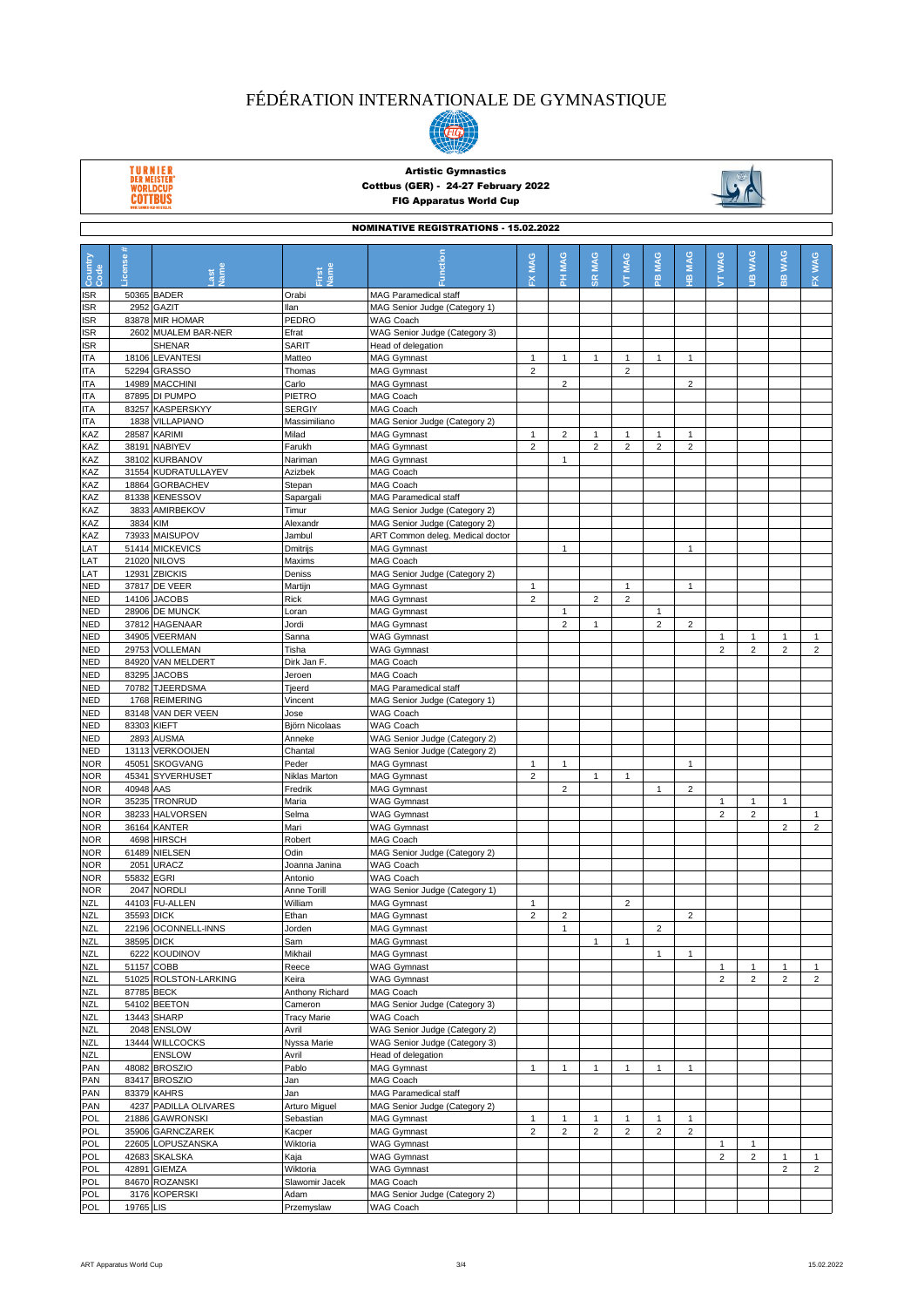# FÉDÉRATION INTERNATIONALE DE GYMNASTIQUE

**Artistic Gymnastics**
**Cottbus (GER) - 24-27 February 2022**
**FIG Apparatus World Cup**

**NOMINATIVE REGISTRATIONS - 15.02.2022**

| Country Code | License # | Last Name | First Name | Function | FX MAG | PH MAG | SR MAG | VT MAG | PB MAG | HB MAG | VT WAG | UB WAG | BB WAG | FX WAG |
|---|---|---|---|---|---|---|---|---|---|---|---|---|---|---|
| ISR | 50365 | BADER | Orabi | MAG Paramedical staff | | | | | | | | | | |
| ISR | 2952 | GAZIT | Ilan | MAG Senior Judge (Category 1) | | | | | | | | | | |
| ISR | 83878 | MIR HOMAR | PEDRO | WAG Coach | | | | | | | | | | |
| ISR | 2602 | MUALEM BAR-NER | Efrat | WAG Senior Judge (Category 3) | | | | | | | | | | |
| ISR | | SHENAR | SARIT | Head of delegation | | | | | | | | | | |
| ITA | 18106 | LEVANTESI | Matteo | MAG Gymnast | 1 | 1 | 1 | 1 | 1 | 1 | | | | |
| ITA | 52294 | GRASSO | Thomas | MAG Gymnast | 2 | | | 2 | | | | | | |
| ITA | 14989 | MACCHINI | Carlo | MAG Gymnast | | 2 | | | | 2 | | | | |
| ITA | 87895 | DI PUMPO | PIETRO | MAG Coach | | | | | | | | | | |
| ITA | 83257 | KASPERSKYY | SERGIY | MAG Coach | | | | | | | | | | |
| ITA | 1838 | VILLAPIANO | Massimiliano | MAG Senior Judge (Category 2) | | | | | | | | | | |
| KAZ | 28587 | KARIMI | Milad | MAG Gymnast | 1 | 2 | 1 | 1 | 1 | 1 | | | | |
| KAZ | 38191 | NABIYEV | Farukh | MAG Gymnast | 2 | | 2 | 2 | 2 | 2 | | | | |
| KAZ | 38102 | KURBANOV | Nariman | MAG Gymnast | | 1 | | | | | | | | |
| KAZ | 31554 | KUDRATULLAYEV | Azizbek | MAG Coach | | | | | | | | | | |
| KAZ | 18864 | GORBACHEV | Stepan | MAG Coach | | | | | | | | | | |
| KAZ | 81338 | KENESSOV | Sapargali | MAG Paramedical staff | | | | | | | | | | |
| KAZ | 3833 | AMIRBEKOV | Timur | MAG Senior Judge (Category 2) | | | | | | | | | | |
| KAZ | 3834 | KIM | Alexandr | MAG Senior Judge (Category 2) | | | | | | | | | | |
| KAZ | 73933 | MAISUPOV | Jambul | ART Common deleg. Medical doctor | | | | | | | | | | |
| LAT | 51414 | MICKEVICS | Dmitrijs | MAG Gymnast | | 1 | | | | 1 | | | | |
| LAT | 21020 | NILOVS | Maxims | MAG Coach | | | | | | | | | | |
| LAT | 12931 | ZBICKIS | Deniss | MAG Senior Judge (Category 2) | | | | | | | | | | |
| NED | 37817 | DE VEER | Martijn | MAG Gymnast | 1 | | | 1 | | 1 | | | | |
| NED | 14106 | JACOBS | Rick | MAG Gymnast | 2 | | 2 | 2 | | | | | | |
| NED | 28906 | DE MUNCK | Loran | MAG Gymnast | | 1 | | | 1 | | | | | |
| NED | 37812 | HAGENAAR | Jordi | MAG Gymnast | | 2 | 1 | | 2 | 2 | | | | |
| NED | 34905 | VEERMAN | Sanna | WAG Gymnast | | | | | | | 1 | 1 | 1 | 1 |
| NED | 29753 | VOLLEMAN | Tisha | WAG Gymnast | | | | | | | 2 | 2 | 2 | 2 |
| NED | 84920 | VAN MELDERT | Dirk Jan F. | MAG Coach | | | | | | | | | | |
| NED | 83295 | JACOBS | Jeroen | MAG Coach | | | | | | | | | | |
| NED | 70782 | TJEERDSMA | Tjeerd | MAG Paramedical staff | | | | | | | | | | |
| NED | 1768 | REIMERING | Vincent | MAG Senior Judge (Category 1) | | | | | | | | | | |
| NED | 83148 | VAN DER VEEN | Jose | WAG Coach | | | | | | | | | | |
| NED | 83303 | KIEFT | Björn Nicolaas | WAG Coach | | | | | | | | | | |
| NED | 2893 | AUSMA | Anneke | WAG Senior Judge (Category 2) | | | | | | | | | | |
| NED | 13113 | VERKOOIJEN | Chantal | WAG Senior Judge (Category 2) | | | | | | | | | | |
| NOR | 45051 | SKOGVANG | Peder | MAG Gymnast | 1 | 1 | | | | 1 | | | | |
| NOR | 45341 | SYVERHUSET | Niklas Marton | MAG Gymnast | 2 | | 1 | 1 | | | | | | |
| NOR | 40948 | AAS | Fredrik | MAG Gymnast | | 2 | | | 1 | 2 | | | | |
| NOR | 35235 | TRONRUD | Maria | WAG Gymnast | | | | | | | 1 | 1 | 1 | |
| NOR | 38233 | HALVORSEN | Selma | WAG Gymnast | | | | | | | 2 | 2 | | 1 |
| NOR | 36164 | KANTER | Mari | WAG Gymnast | | | | | | | | | 2 | 2 |
| NOR | 4698 | HIRSCH | Robert | MAG Coach | | | | | | | | | | |
| NOR | 61489 | NIELSEN | Odin | MAG Senior Judge (Category 2) | | | | | | | | | | |
| NOR | 2051 | URACZ | Joanna Janina | WAG Coach | | | | | | | | | | |
| NOR | 55832 | EGRI | Antonio | WAG Coach | | | | | | | | | | |
| NOR | 2047 | NORDLI | Anne Torill | WAG Senior Judge (Category 1) | | | | | | | | | | |
| NZL | 44103 | FU-ALLEN | William | MAG Gymnast | 1 | | | 2 | | | | | | |
| NZL | 35593 | DICK | Ethan | MAG Gymnast | 2 | 2 | | | | 2 | | | | |
| NZL | 22196 | OCONNELL-INNS | Jorden | MAG Gymnast | | 1 | | | 2 | | | | | |
| NZL | 38595 | DICK | Sam | MAG Gymnast | | | 1 | 1 | | | | | | |
| NZL | 6222 | KOUDINOV | Mikhail | MAG Gymnast | | | | | 1 | 1 | | | | |
| NZL | 51157 | COBB | Reece | WAG Gymnast | | | | | | | 1 | 1 | 1 | 1 |
| NZL | 51025 | ROLSTON-LARKING | Keira | WAG Gymnast | | | | | | | 2 | 2 | 2 | 2 |
| NZL | 87785 | BECK | Anthony Richard | MAG Coach | | | | | | | | | | |
| NZL | 54102 | BEETON | Cameron | MAG Senior Judge (Category 3) | | | | | | | | | | |
| NZL | 13443 | SHARP | Tracy Marie | WAG Coach | | | | | | | | | | |
| NZL | 2048 | ENSLOW | Avril | WAG Senior Judge (Category 2) | | | | | | | | | | |
| NZL | 13444 | WILLCOCKS | Nyssa Marie | WAG Senior Judge (Category 3) | | | | | | | | | | |
| NZL | | ENSLOW | Avril | Head of delegation | | | | | | | | | | |
| PAN | 48082 | BROSZIO | Pablo | MAG Gymnast | 1 | 1 | 1 | 1 | 1 | 1 | | | | |
| PAN | 83417 | BROSZIO | Jan | MAG Coach | | | | | | | | | | |
| PAN | 83379 | KAHRS | Jan | MAG Paramedical staff | | | | | | | | | | |
| PAN | 4237 | PADILLA OLIVARES | Arturo Miguel | MAG Senior Judge (Category 2) | | | | | | | | | | |
| POL | 21886 | GAWRONSKI | Sebastian | MAG Gymnast | 1 | 1 | 1 | 1 | 1 | 1 | | | | |
| POL | 35906 | GARNCZAREK | Kacper | MAG Gymnast | 2 | 2 | 2 | 2 | 2 | 2 | | | | |
| POL | 22605 | LOPUSZANSKA | Wiktoria | WAG Gymnast | | | | | | | 1 | 1 | | |
| POL | 42683 | SKALSKA | Kaja | WAG Gymnast | | | | | | | 2 | 2 | 1 | 1 |
| POL | 42891 | GIEMZA | Wiktoria | WAG Gymnast | | | | | | | | | 2 | 2 |
| POL | 84670 | ROZANSKI | Slawomir Jacek | MAG Coach | | | | | | | | | | |
| POL | 3176 | KOPERSKI | Adam | MAG Senior Judge (Category 2) | | | | | | | | | | |
| POL | 19765 | LIS | Przemyslaw | WAG Coach | | | | | | | | | | |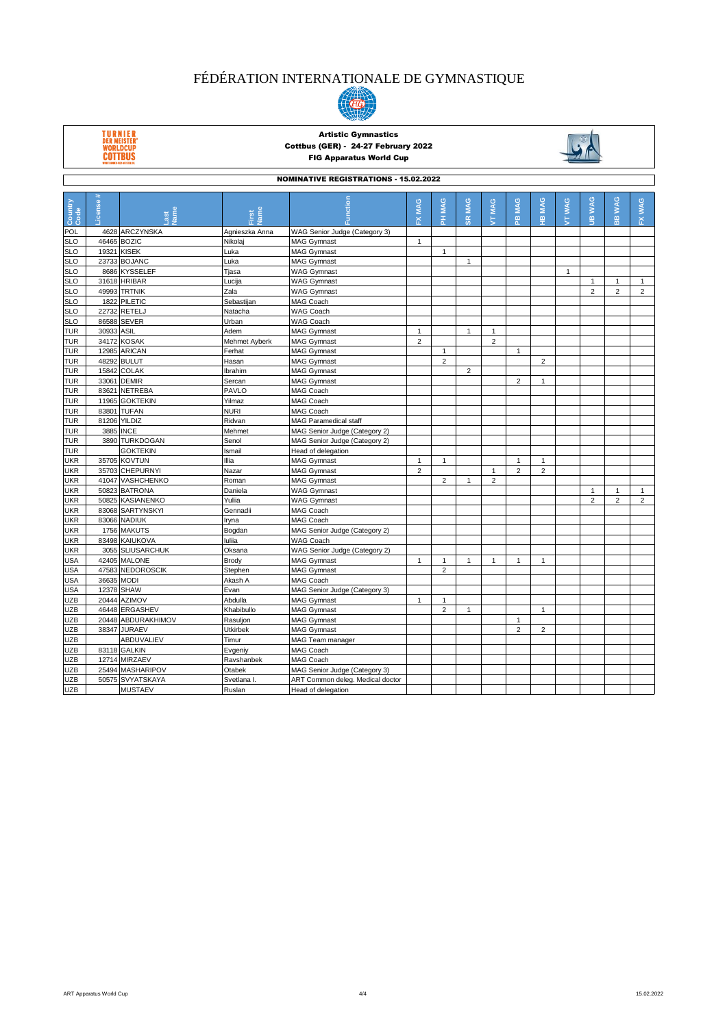# FÉDÉRATION INTERNATIONALE DE GYMNASTIQUE

**Artistic Gymnastics**
**Cottbus (GER) - 24-27 February 2022**
**FIG Apparatus World Cup**

**NOMINATIVE REGISTRATIONS - 15.02.2022**

| Country Code | License # | Last Name | First Name | Function | FX MAG | PH MAG | SR MAG | VT MAG | PB MAG | HB MAG | VT WAG | UB WAG | BB WAG | FX WAG |
|---|---|---|---|---|---|---|---|---|---|---|---|---|---|---|
| POL | 4628 | ARCZYNSKA | Agnieszka Anna | WAG Senior Judge (Category 3) | | | | | | | | | | |
| SLO | 46465 | BOZIC | Nikolaj | MAG Gymnast | 1 | | | | | | | | | |
| SLO | 19321 | KISEK | Luka | MAG Gymnast | | 1 | | | | | | | | |
| SLO | 23733 | BOJANC | Luka | MAG Gymnast | | | 1 | | | | | | | |
| SLO | 8686 | KYSSELEF | Tjasa | WAG Gymnast | | | | | | | 1 | | | |
| SLO | 31618 | HRIBAR | Lucija | WAG Gymnast | | | | | | | | 1 | 1 | 1 |
| SLO | 49993 | TRTNIK | Zala | WAG Gymnast | | | | | | | | 2 | 2 | 2 |
| SLO | 1822 | PILETIC | Sebastijan | MAG Coach | | | | | | | | | | |
| SLO | 22732 | RETELJ | Natacha | WAG Coach | | | | | | | | | | |
| SLO | 86588 | SEVER | Urban | WAG Coach | | | | | | | | | | |
| TUR | 30933 | ASIL | Adem | MAG Gymnast | 1 | | 1 | 1 | | | | | | |
| TUR | 34172 | KOSAK | Mehmet Ayberk | MAG Gymnast | 2 | | | 2 | | | | | | |
| TUR | 12985 | ARICAN | Ferhat | MAG Gymnast | | 1 | | | 1 | | | | | |
| TUR | 48292 | BULUT | Hasan | MAG Gymnast | | 2 | | | | 2 | | | | |
| TUR | 15842 | COLAK | Ibrahim | MAG Gymnast | | | 2 | | | | | | | |
| TUR | 33061 | DEMIR | Sercan | MAG Gymnast | | | | | 2 | 1 | | | | |
| TUR | 83621 | NETREBA | PAVLO | MAG Coach | | | | | | | | | | |
| TUR | 11965 | GOKTEKIN | Yilmaz | MAG Coach | | | | | | | | | | |
| TUR | 83801 | TUFAN | NURI | MAG Coach | | | | | | | | | | |
| TUR | 81206 | YILDIZ | Ridvan | MAG Paramedical staff | | | | | | | | | | |
| TUR | 3885 | INCE | Mehmet | MAG Senior Judge (Category 2) | | | | | | | | | | |
| TUR | 3890 | TURKDOGAN | Senol | MAG Senior Judge (Category 2) | | | | | | | | | | |
| TUR | | GOKTEKIN | Ismail | Head of delegation | | | | | | | | | | |
| UKR | 35705 | KOVTUN | Illia | MAG Gymnast | 1 | 1 | | | 1 | 1 | | | | |
| UKR | 35703 | CHEPURNYI | Nazar | MAG Gymnast | 2 | | | 1 | 2 | 2 | | | | |
| UKR | 41047 | VASHCHENKO | Roman | MAG Gymnast | | 2 | 1 | 2 | | | | | | |
| UKR | 50823 | BATRONA | Daniela | WAG Gymnast | | | | | | | | 1 | 1 | 1 |
| UKR | 50825 | KASIANENKO | Yuliia | WAG Gymnast | | | | | | | | 2 | 2 | 2 |
| UKR | 83068 | SARTYNSKYI | Gennadii | MAG Coach | | | | | | | | | | |
| UKR | 83066 | NADIUK | Iryna | MAG Coach | | | | | | | | | | |
| UKR | 1756 | MAKUTS | Bogdan | MAG Senior Judge (Category 2) | | | | | | | | | | |
| UKR | 83498 | KAIUKOVA | Iuliia | WAG Coach | | | | | | | | | | |
| UKR | 3055 | SLIUSARCHUK | Oksana | WAG Senior Judge (Category 2) | | | | | | | | | | |
| USA | 42405 | MALONE | Brody | MAG Gymnast | 1 | 1 | 1 | 1 | 1 | 1 | | | | |
| USA | 47583 | NEDOROSCIK | Stephen | MAG Gymnast | | 2 | | | | | | | | |
| USA | 36635 | MODI | Akash A | MAG Coach | | | | | | | | | | |
| USA | 12378 | SHAW | Evan | MAG Senior Judge (Category 3) | | | | | | | | | | |
| UZB | 20444 | AZIMOV | Abdulla | MAG Gymnast | 1 | 1 | | | | | | | | |
| UZB | 46448 | ERGASHEV | Khabibullo | MAG Gymnast | | 2 | 1 | | | 1 | | | | |
| UZB | 20448 | ABDURAKHIMOV | Rasuljon | MAG Gymnast | | | | | 1 | | | | | |
| UZB | 38347 | JURAEV | Utkirbek | MAG Gymnast | | | | | 2 | 2 | | | | |
| UZB | | ABDUVALIEV | Timur | MAG Team manager | | | | | | | | | | |
| UZB | 83118 | GALKIN | Evgeniy | MAG Coach | | | | | | | | | | |
| UZB | 12714 | MIRZAEV | Ravshanbek | MAG Coach | | | | | | | | | | |
| UZB | 25494 | MASHARIPOV | Otabek | MAG Senior Judge (Category 3) | | | | | | | | | | |
| UZB | 50575 | SVYATSKAYA | Svetlana I. | ART Common deleg. Medical doctor | | | | | | | | | | |
| UZB | | MUSTAEV | Ruslan | Head of delegation | | | | | | | | | | |